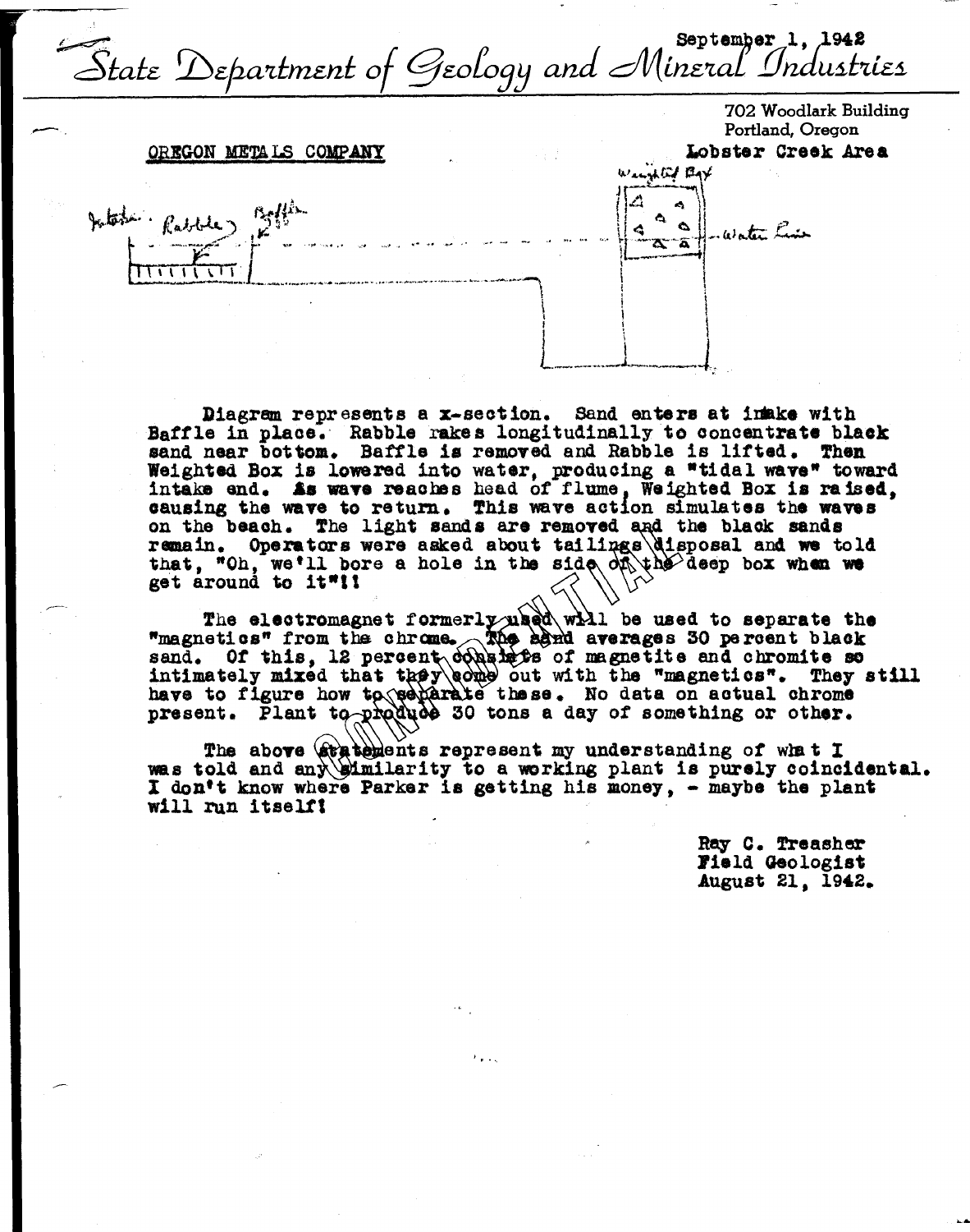September 1, 1942

State Department of Geology and Mineral Industries

702 Woodlark Building
Portland, Oregon

OREGON METALS COMPANY

Lobster Creek Area

Intake · Rabble · Baffle · Weighted Box · Water Line

Diagram represents a x-section. Sand enters at intake with Baffle in place. Rabble rakes longitudinally to concentrate black sand near bottom. Baffle is removed and Rabble is lifted. Then Weighted Box is lowered into water, producing a "tidal wave" toward intake end. As wave reaches head of flume, Weighted Box is raised, causing the wave to return. This wave action simulates the waves on the beach. The light sands are removed and the black sands remain. Operators were asked about tailings disposal and we told that, "Oh, we'll bore a hole in the side of the deep box when we get around to it"!!

The electromagnet formerly used will be used to separate the "magnetics" from the chrome. The sand averages 30 percent black sand. Of this, 12 percent consists of magnetite and chromite so intimately mixed that they come out with the "magnetics". They still have to figure how to separate these. No data on actual chrome present. Plant to produce 30 tons a day of something or other.

The above statements represent my understanding of what I was told and any similarity to a working plant is purely coincidental. I don't know where Parker is getting his money, - maybe the plant will run itself!

Ray C. Treasher
Field Geologist
August 21, 1942.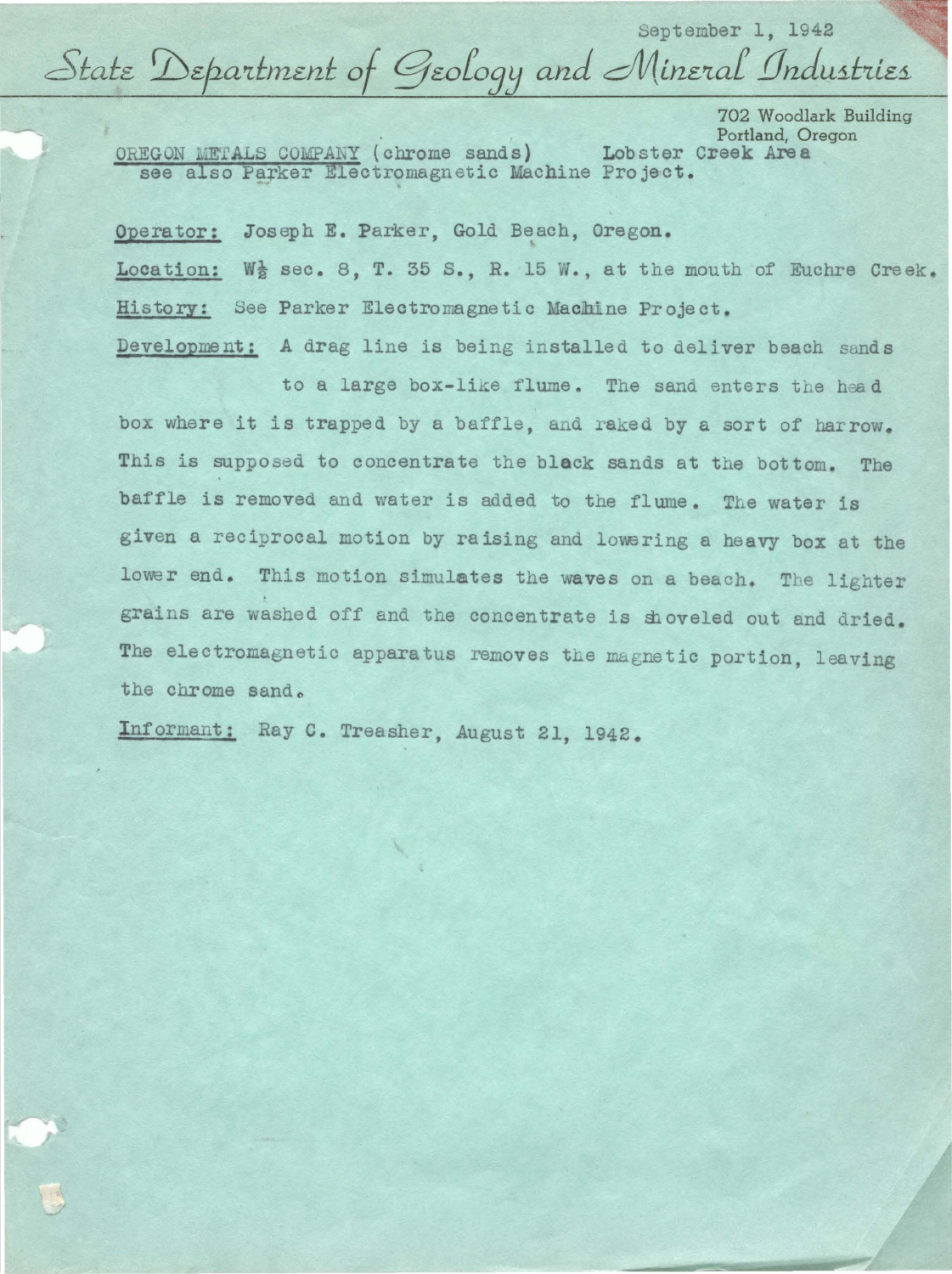September 1, 1942

State Department of Geology and Mineral Industries

702 Woodlark Building
Portland, Oregon

OREGON METALS COMPANY (chrome sands) Lobster Creek Area
see also Parker Electromagnetic Machine Project.

Operator: Joseph E. Parker, Gold Beach, Oregon.

Location: W½ sec. 8, T. 35 S., R. 15 W., at the mouth of Euchre Creek.

History: See Parker Electromagnetic Machine Project.

Development: A drag line is being installed to deliver beach sands to a large box-like flume. The sand enters the head box where it is trapped by a baffle, and raked by a sort of harrow. This is supposed to concentrate the black sands at the bottom. The baffle is removed and water is added to the flume. The water is given a reciprocal motion by raising and lowering a heavy box at the lower end. This motion simulates the waves on a beach. The lighter grains are washed off and the concentrate is shoveled out and dried. The electromagnetic apparatus removes the magnetic portion, leaving the chrome sand.

Informant: Ray C. Treasher, August 21, 1942.